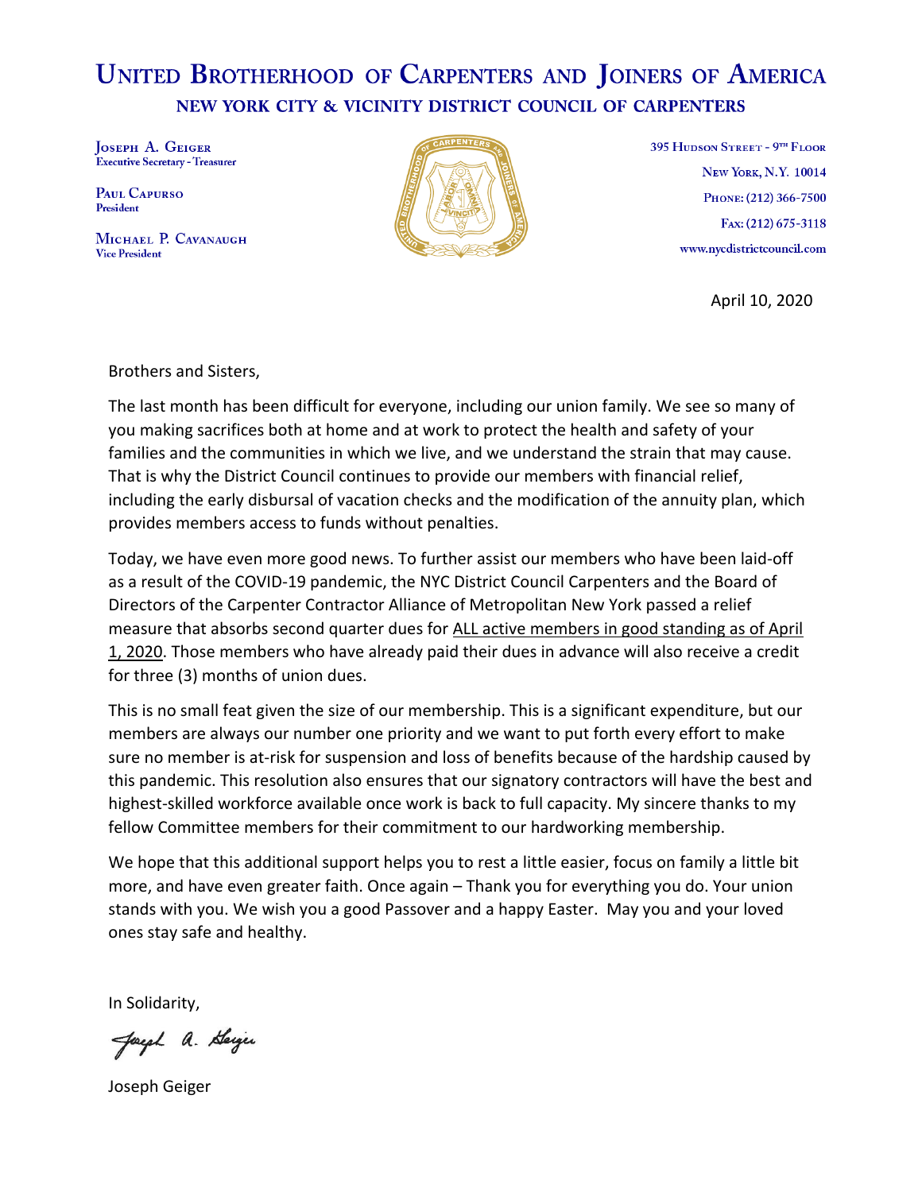# United Brotherhood of Carpenters and Joiners of America

## New York City & Vicinity District Council of Carpenters

**Joseph A. Geiger**
Executive Secretary - Treasurer

**Paul Capurso**
President

**Michael P. Cavanaugh**
Vice President

395 Hudson Street - 9th Floor
New York, N.Y. 10014
Phone: (212) 366-7500
Fax: (212) 675-3118
www.nycdistrictcouncil.com

April 10, 2020

Brothers and Sisters,

The last month has been difficult for everyone, including our union family. We see so many of you making sacrifices both at home and at work to protect the health and safety of your families and the communities in which we live, and we understand the strain that may cause. That is why the District Council continues to provide our members with financial relief, including the early disbursal of vacation checks and the modification of the annuity plan, which provides members access to funds without penalties.

Today, we have even more good news. To further assist our members who have been laid-off as a result of the COVID-19 pandemic, the NYC District Council Carpenters and the Board of Directors of the Carpenter Contractor Alliance of Metropolitan New York passed a relief measure that absorbs second quarter dues for <u>ALL active members in good standing as of April 1, 2020</u>. Those members who have already paid their dues in advance will also receive a credit for three (3) months of union dues.

This is no small feat given the size of our membership. This is a significant expenditure, but our members are always our number one priority and we want to put forth every effort to make sure no member is at-risk for suspension and loss of benefits because of the hardship caused by this pandemic. This resolution also ensures that our signatory contractors will have the best and highest-skilled workforce available once work is back to full capacity. My sincere thanks to my fellow Committee members for their commitment to our hardworking membership.

We hope that this additional support helps you to rest a little easier, focus on family a little bit more, and have even greater faith. Once again – Thank you for everything you do. Your union stands with you. We wish you a good Passover and a happy Easter. May you and your loved ones stay safe and healthy.

In Solidarity,

*Joseph A. Geiger*

Joseph Geiger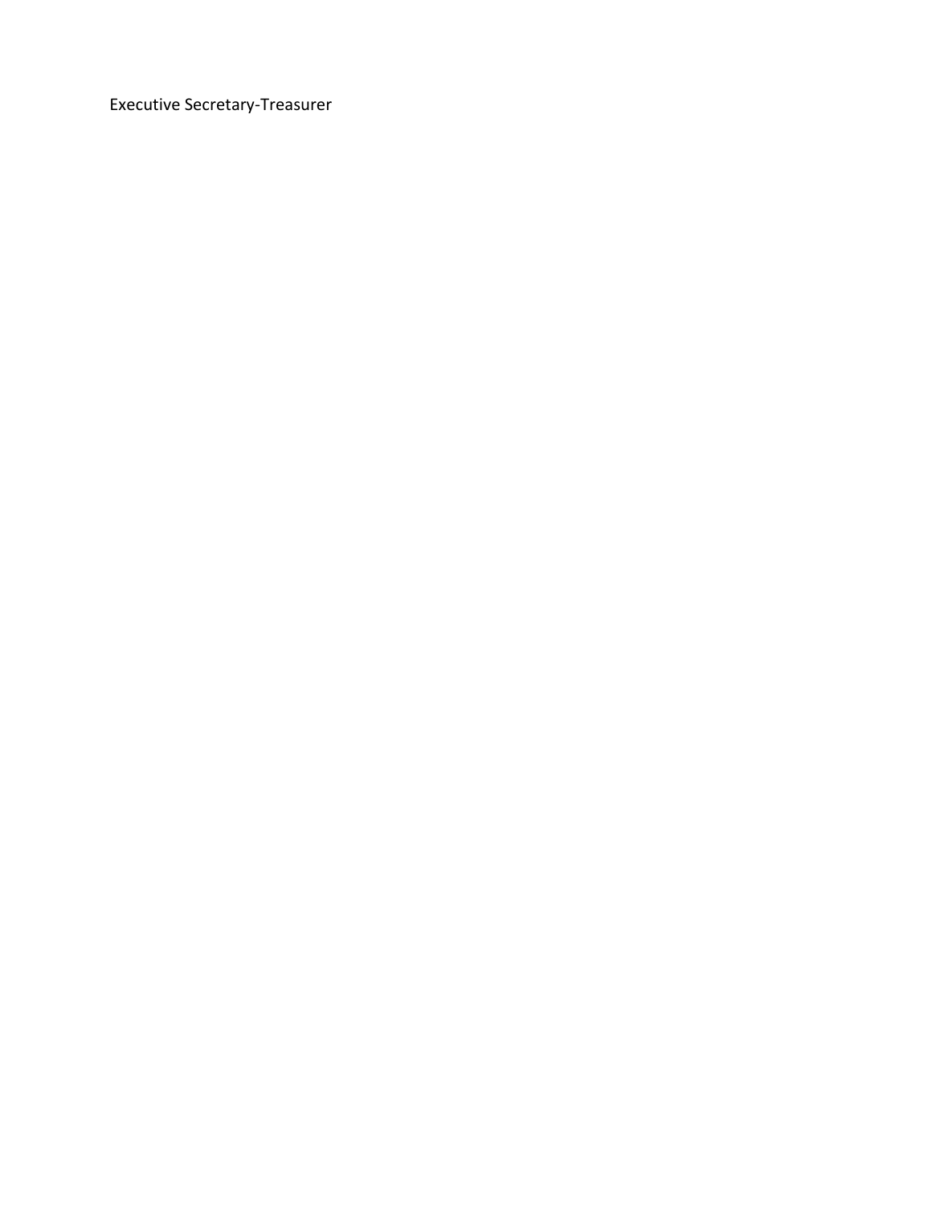Executive Secretary-Treasurer